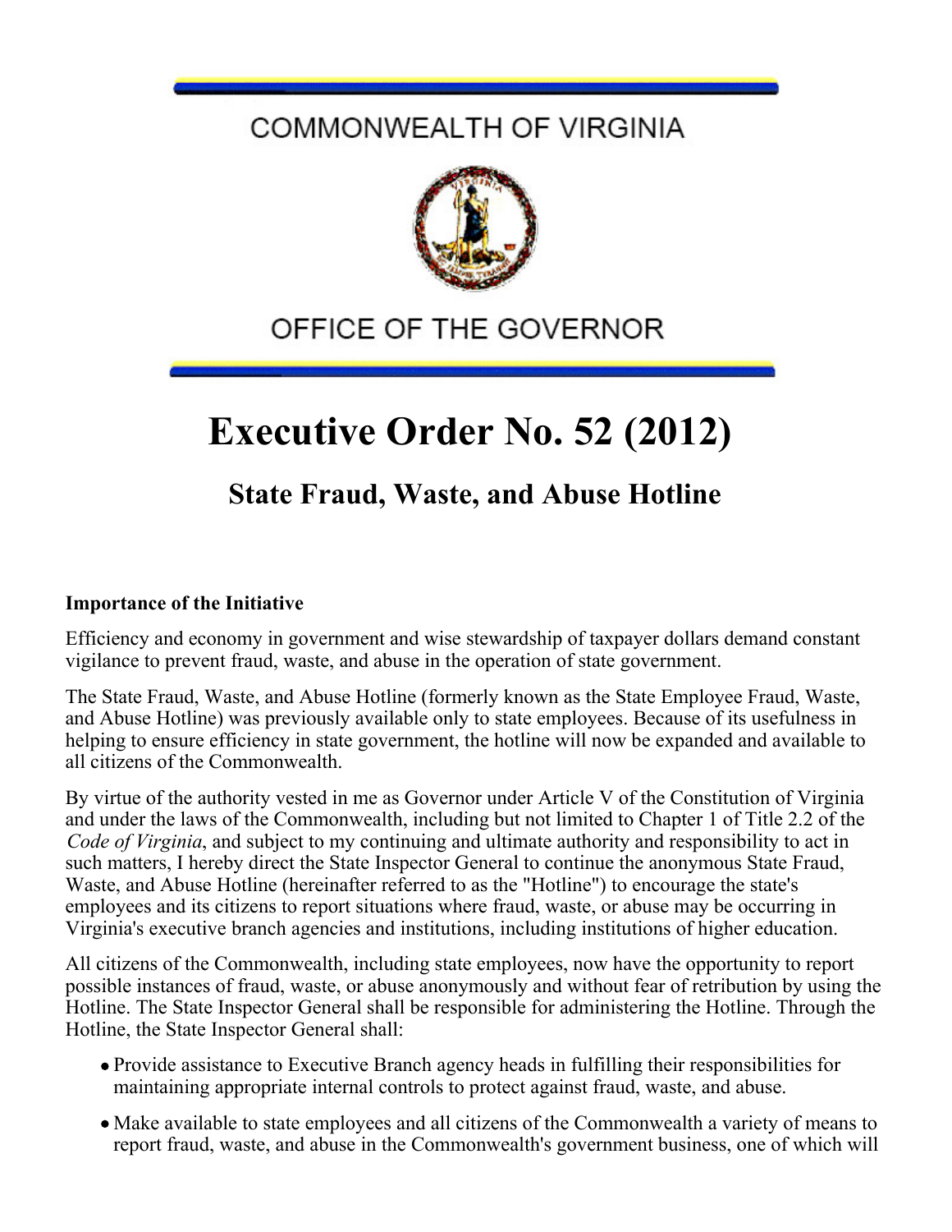COMMONWEALTH OF VIRGINIA

OFFICE OF THE GOVERNOR

# Executive Order No. 52 (2012)

## State Fraud, Waste, and Abuse Hotline

**Importance of the Initiative**

Efficiency and economy in government and wise stewardship of taxpayer dollars demand constant vigilance to prevent fraud, waste, and abuse in the operation of state government.

The State Fraud, Waste, and Abuse Hotline (formerly known as the State Employee Fraud, Waste, and Abuse Hotline) was previously available only to state employees. Because of its usefulness in helping to ensure efficiency in state government, the hotline will now be expanded and available to all citizens of the Commonwealth.

By virtue of the authority vested in me as Governor under Article V of the Constitution of Virginia and under the laws of the Commonwealth, including but not limited to Chapter 1 of Title 2.2 of the *Code of Virginia*, and subject to my continuing and ultimate authority and responsibility to act in such matters, I hereby direct the State Inspector General to continue the anonymous State Fraud, Waste, and Abuse Hotline (hereinafter referred to as the "Hotline") to encourage the state's employees and its citizens to report situations where fraud, waste, or abuse may be occurring in Virginia's executive branch agencies and institutions, including institutions of higher education.

All citizens of the Commonwealth, including state employees, now have the opportunity to report possible instances of fraud, waste, or abuse anonymously and without fear of retribution by using the Hotline. The State Inspector General shall be responsible for administering the Hotline. Through the Hotline, the State Inspector General shall:

- Provide assistance to Executive Branch agency heads in fulfilling their responsibilities for maintaining appropriate internal controls to protect against fraud, waste, and abuse.
- Make available to state employees and all citizens of the Commonwealth a variety of means to report fraud, waste, and abuse in the Commonwealth's government business, one of which will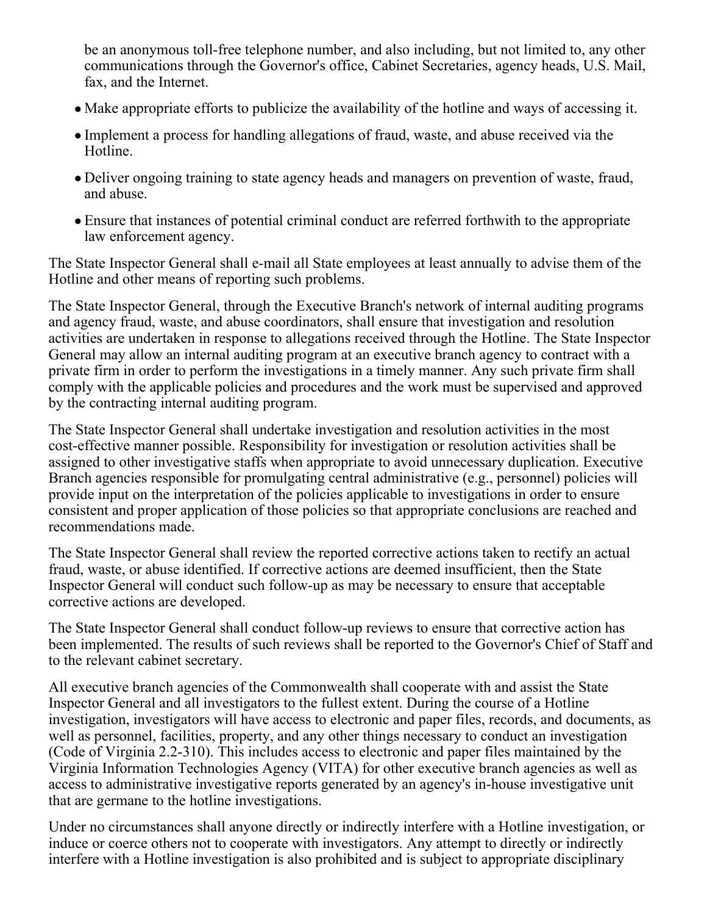be an anonymous toll-free telephone number, and also including, but not limited to, any other communications through the Governor's office, Cabinet Secretaries, agency heads, U.S. Mail, fax, and the Internet.

- Make appropriate efforts to publicize the availability of the hotline and ways of accessing it.
- Implement a process for handling allegations of fraud, waste, and abuse received via the Hotline.
- Deliver ongoing training to state agency heads and managers on prevention of waste, fraud, and abuse.
- Ensure that instances of potential criminal conduct are referred forthwith to the appropriate law enforcement agency.

The State Inspector General shall e-mail all State employees at least annually to advise them of the Hotline and other means of reporting such problems.

The State Inspector General, through the Executive Branch's network of internal auditing programs and agency fraud, waste, and abuse coordinators, shall ensure that investigation and resolution activities are undertaken in response to allegations received through the Hotline. The State Inspector General may allow an internal auditing program at an executive branch agency to contract with a private firm in order to perform the investigations in a timely manner. Any such private firm shall comply with the applicable policies and procedures and the work must be supervised and approved by the contracting internal auditing program.

The State Inspector General shall undertake investigation and resolution activities in the most cost-effective manner possible. Responsibility for investigation or resolution activities shall be assigned to other investigative staffs when appropriate to avoid unnecessary duplication. Executive Branch agencies responsible for promulgating central administrative (e.g., personnel) policies will provide input on the interpretation of the policies applicable to investigations in order to ensure consistent and proper application of those policies so that appropriate conclusions are reached and recommendations made.

The State Inspector General shall review the reported corrective actions taken to rectify an actual fraud, waste, or abuse identified. If corrective actions are deemed insufficient, then the State Inspector General will conduct such follow-up as may be necessary to ensure that acceptable corrective actions are developed.

The State Inspector General shall conduct follow-up reviews to ensure that corrective action has been implemented. The results of such reviews shall be reported to the Governor's Chief of Staff and to the relevant cabinet secretary.

All executive branch agencies of the Commonwealth shall cooperate with and assist the State Inspector General and all investigators to the fullest extent. During the course of a Hotline investigation, investigators will have access to electronic and paper files, records, and documents, as well as personnel, facilities, property, and any other things necessary to conduct an investigation (Code of Virginia 2.2-310). This includes access to electronic and paper files maintained by the Virginia Information Technologies Agency (VITA) for other executive branch agencies as well as access to administrative investigative reports generated by an agency's in-house investigative unit that are germane to the hotline investigations.

Under no circumstances shall anyone directly or indirectly interfere with a Hotline investigation, or induce or coerce others not to cooperate with investigators. Any attempt to directly or indirectly interfere with a Hotline investigation is also prohibited and is subject to appropriate disciplinary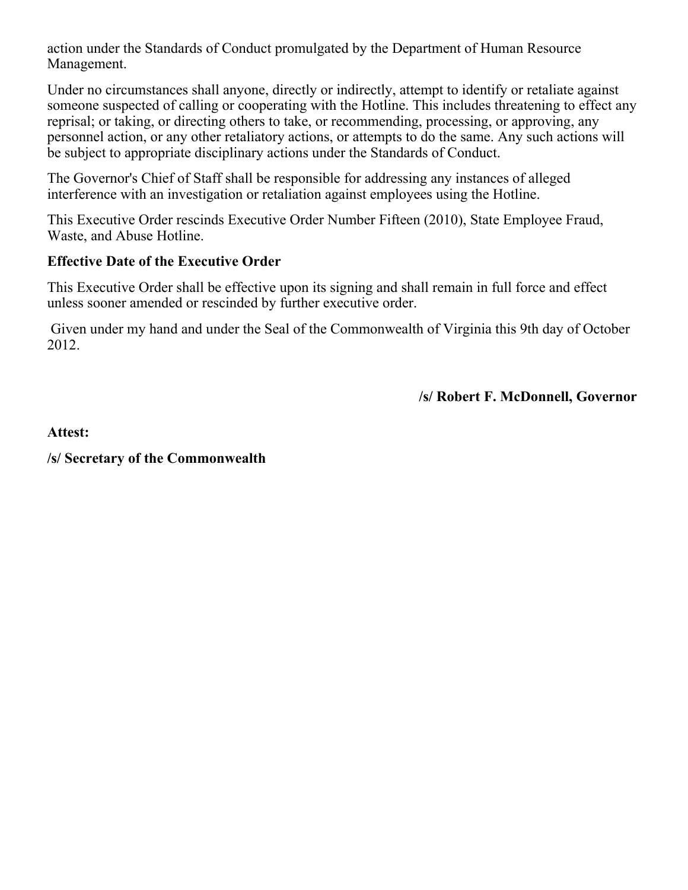action under the Standards of Conduct promulgated by the Department of Human Resource Management.

Under no circumstances shall anyone, directly or indirectly, attempt to identify or retaliate against someone suspected of calling or cooperating with the Hotline. This includes threatening to effect any reprisal; or taking, or directing others to take, or recommending, processing, or approving, any personnel action, or any other retaliatory actions, or attempts to do the same. Any such actions will be subject to appropriate disciplinary actions under the Standards of Conduct.

The Governor's Chief of Staff shall be responsible for addressing any instances of alleged interference with an investigation or retaliation against employees using the Hotline.

This Executive Order rescinds Executive Order Number Fifteen (2010), State Employee Fraud, Waste, and Abuse Hotline.

**Effective Date of the Executive Order**

This Executive Order shall be effective upon its signing and shall remain in full force and effect unless sooner amended or rescinded by further executive order.

Given under my hand and under the Seal of the Commonwealth of Virginia this 9th day of October 2012.

**/s/ Robert F. McDonnell, Governor**

**Attest:**

**/s/ Secretary of the Commonwealth**